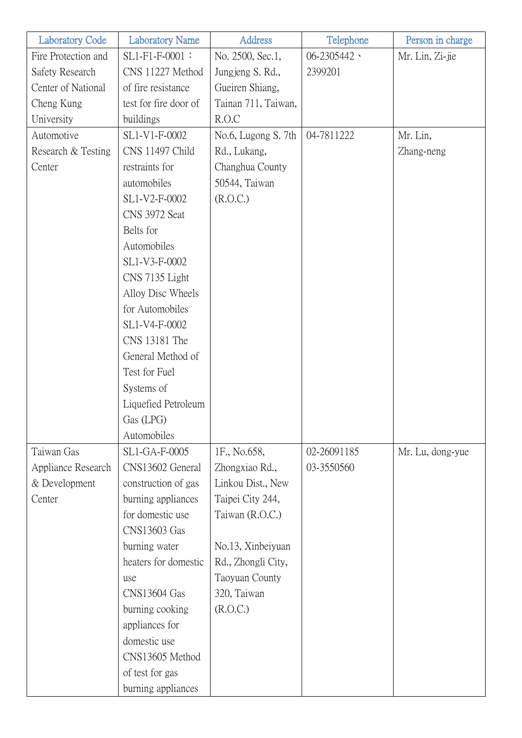| Laboratory Code | Laboratory Name | Address | Telephone | Person in charge |
|---|---|---|---|---|
| Fire Protection and Safety Research Center of National Cheng Kung University | SL1-F1-F-0001：CNS 11227 Method of fire resistance test for fire door of buildings | No. 2500, Sec.1, Jungjeng S. Rd., Gueiren Shiang, Tainan 711, Taiwan, R.O.C | 06-2305442、2399201 | Mr. Lin, Zi-jie |
| Automotive Research & Testing Center | SL1-V1-F-0002 CNS 11497 Child restraints for automobiles<br>SL1-V2-F-0002 CNS 3972 Seat Belts for Automobiles<br>SL1-V3-F-0002 CNS 7135 Light Alloy Disc Wheels for Automobiles<br>SL1-V4-F-0002 CNS 13181 The General Method of Test for Fuel Systems of Liquefied Petroleum Gas (LPG) Automobiles | No.6, Lugong S. 7th Rd., Lukang, Changhua County 50544, Taiwan (R.O.C.) | 04-7811222 | Mr. Lin, Zhang-neng |
| Taiwan Gas Appliance Research & Development Center | SL1-GA-F-0005 CNS13602 General construction of gas burning appliances for domestic use<br>CNS13603 Gas burning water heaters for domestic use<br>CNS13604 Gas burning cooking appliances for domestic use<br>CNS13605 Method of test for gas burning appliances | 1F., No.658, Zhongxiao Rd., Linkou Dist., New Taipei City 244, Taiwan (R.O.C.)<br><br>No.13, Xinbeiyuan Rd., Zhongli City, Taoyuan County 320, Taiwan (R.O.C.) | 02-26091185<br>03-3550560 | Mr. Lu, dong-yue |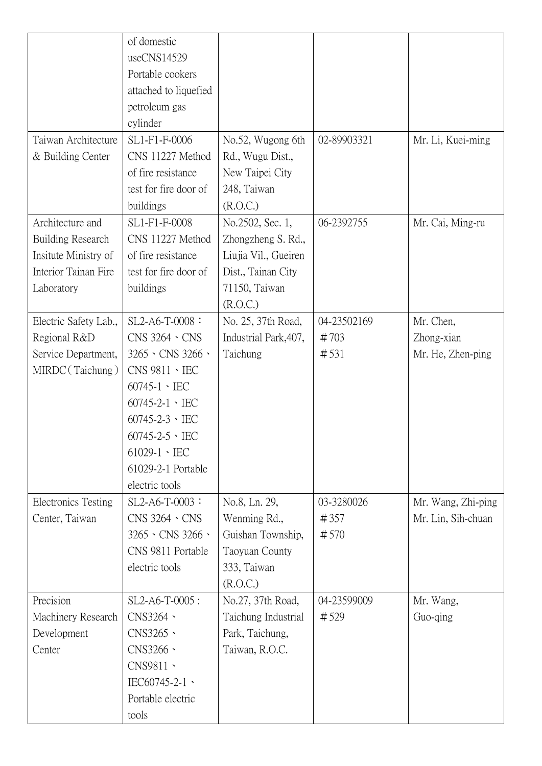| | | | | |
|---|---|---|---|---|
| | of domestic useCNS14529 Portable cookers attached to liquefied petroleum gas cylinder | | | |
| Taiwan Architecture & Building Center | SL1-F1-F-0006 CNS 11227 Method of fire resistance test for fire door of buildings | No.52, Wugong 6th Rd., Wugu Dist., New Taipei City 248, Taiwan (R.O.C.) | 02-89903321 | Mr. Li, Kuei-ming |
| Architecture and Building Research Insitute Ministry of Interior Tainan Fire Laboratory | SL1-F1-F-0008 CNS 11227 Method of fire resistance test for fire door of buildings | No.2502, Sec. 1, Zhongzheng S. Rd., Liujia Vil., Gueiren Dist., Tainan City 71150, Taiwan (R.O.C.) | 06-2392755 | Mr. Cai, Ming-ru |
| Electric Safety Lab., Regional R&D Service Department, MIRDC（Taichung） | SL2-A6-T-0008：CNS 3264、CNS 3265、CNS 3266、CNS 9811、IEC 60745-1、IEC 60745-2-1、IEC 60745-2-3、IEC 60745-2-5、IEC 61029-1、IEC 61029-2-1 Portable electric tools | No. 25, 37th Road, Industrial Park,407, Taichung | 04-23502169 ＃703 ＃531 | Mr. Chen, Zhong-xian Mr. He, Zhen-ping |
| Electronics Testing Center, Taiwan | SL2-A6-T-0003：CNS 3264、CNS 3265、CNS 3266、CNS 9811 Portable electric tools | No.8, Ln. 29, Wenming Rd., Guishan Township, Taoyuan County 333, Taiwan (R.O.C.) | 03-3280026 ＃357 ＃570 | Mr. Wang, Zhi-ping Mr. Lin, Sih-chuan |
| Precision Machinery Research Development Center | SL2-A6-T-0005 : CNS3264、CNS3265、CNS3266、CNS9811、IEC60745-2-1、Portable electric tools | No.27, 37th Road, Taichung Industrial Park, Taichung, Taiwan, R.O.C. | 04-23599009 ＃529 | Mr. Wang, Guo-qing |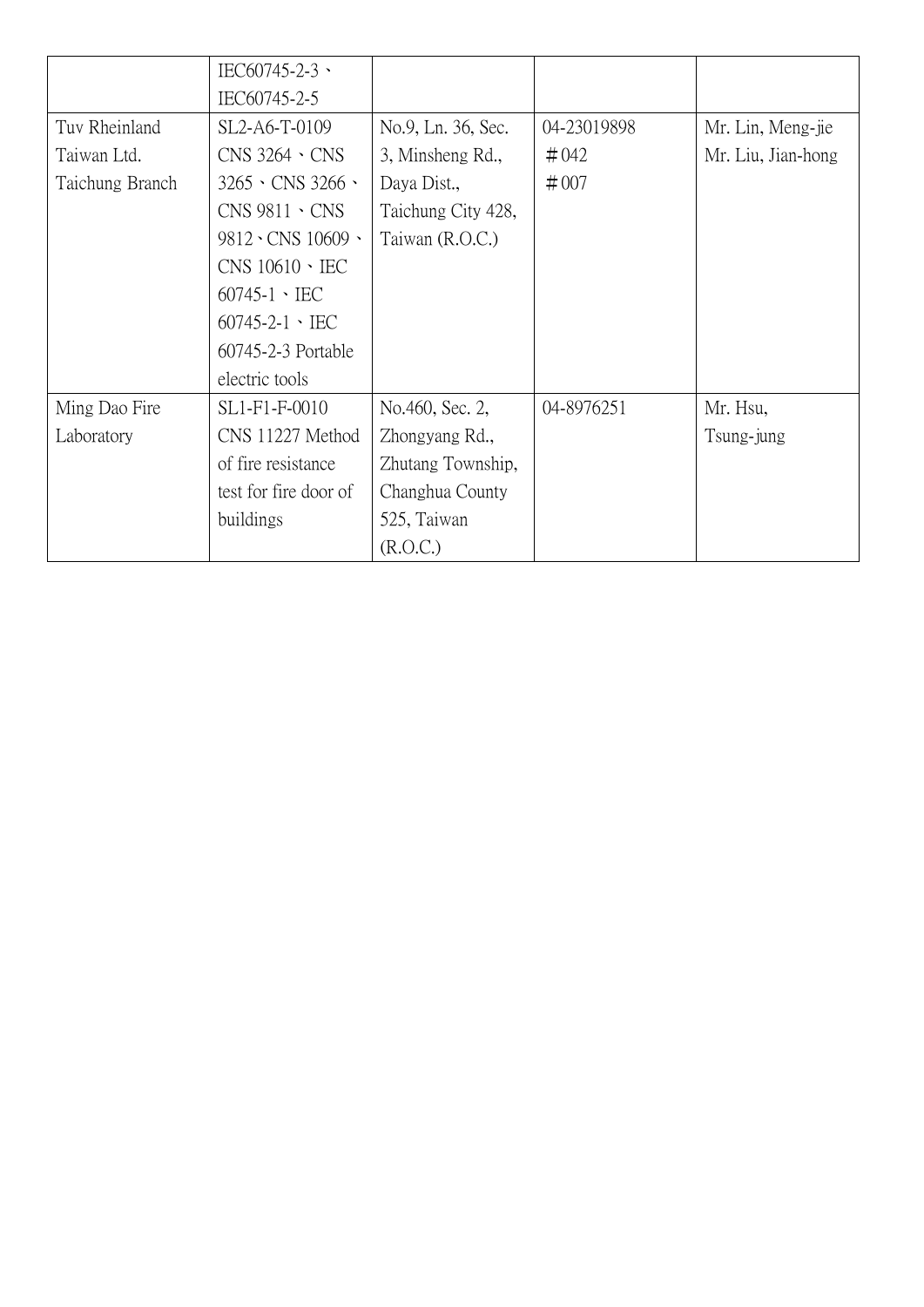| | | | | |
|---|---|---|---|---|
| | IEC60745-2-3、IEC60745-2-5 | | | |
| Tuv Rheinland Taiwan Ltd. Taichung Branch | SL2-A6-T-0109 CNS 3264、CNS 3265、CNS 3266、CNS 9811、CNS 9812、CNS 10609、CNS 10610、IEC 60745-1、IEC 60745-2-1、IEC 60745-2-3 Portable electric tools | No.9, Ln. 36, Sec. 3, Minsheng Rd., Daya Dist., Taichung City 428, Taiwan (R.O.C.) | 04-23019898 ＃042 ＃007 | Mr. Lin, Meng-jie Mr. Liu, Jian-hong |
| Ming Dao Fire Laboratory | SL1-F1-F-0010 CNS 11227 Method of fire resistance test for fire door of buildings | No.460, Sec. 2, Zhongyang Rd., Zhutang Township, Changhua County 525, Taiwan (R.O.C.) | 04-8976251 | Mr. Hsu, Tsung-jung |